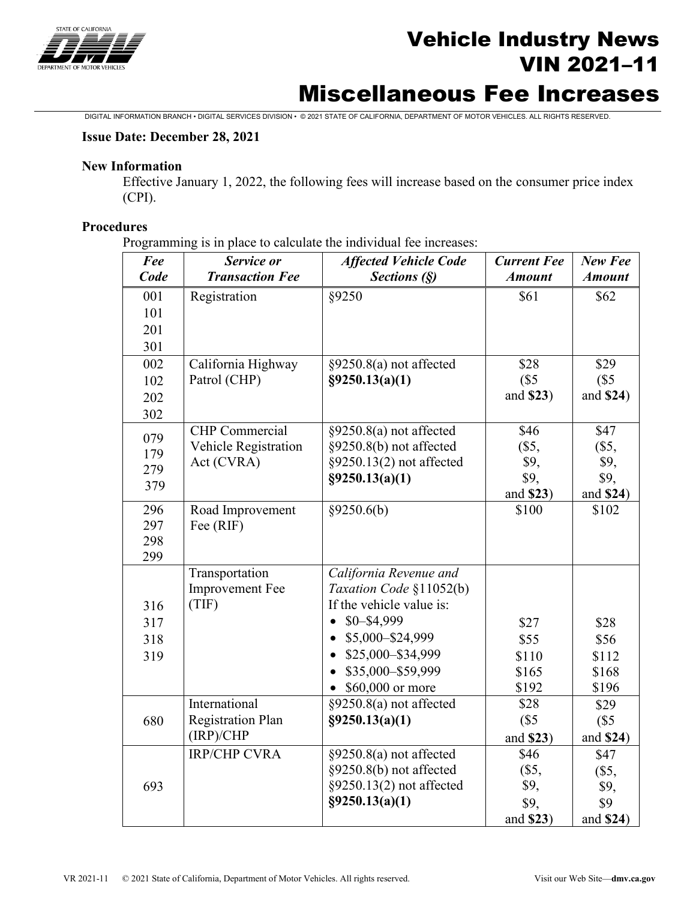# Vehicle Industry News
# VIN 2021–11
# Miscellaneous Fee Increases

DIGITAL INFORMATION BRANCH • DIGITAL SERVICES DIVISION • © 2021 STATE OF CALIFORNIA, DEPARTMENT OF MOTOR VEHICLES. ALL RIGHTS RESERVED.

**Issue Date: December 28, 2021**

**New Information**

Effective January 1, 2022, the following fees will increase based on the consumer price index (CPI).

**Procedures**

Programming is in place to calculate the individual fee increases:

| *Fee Code* | *Service or Transaction Fee* | *Affected Vehicle Code Sections (§)* | *Current Fee Amount* | *New Fee Amount* |
|---|---|---|---|---|
| 001<br>101<br>201<br>301 | Registration | §9250 | $61 | $62 |
| 002<br>102<br>202<br>302 | California Highway Patrol (CHP) | §9250.8(a) not affected<br>**§9250.13(a)(1)** | $28<br>($5<br>and **$23**) | $29<br>($5<br>and **$24**) |
| 079<br>179<br>279<br>379 | CHP Commercial Vehicle Registration Act (CVRA) | §9250.8(a) not affected<br>§9250.8(b) not affected<br>§9250.13(2) not affected<br>**§9250.13(a)(1)** | $46<br>($5,<br>$9,<br>$9,<br>and **$23**) | $47<br>($5,<br>$9,<br>$9,<br>and **$24**) |
| 296<br>297<br>298<br>299 | Road Improvement Fee (RIF) | §9250.6(b) | $100 | $102 |
| 316<br>317<br>318<br>319 | Transportation Improvement Fee (TIF) | *California Revenue and Taxation Code* §11052(b)<br>If the vehicle value is:<br>• $0–$4,999<br>• $5,000–$24,999<br>• $25,000–$34,999<br>• $35,000–$59,999<br>• $60,000 or more | <br><br><br>$27<br>$55<br>$110<br>$165<br>$192 | <br><br><br>$28<br>$56<br>$112<br>$168<br>$196 |
| 680 | International Registration Plan (IRP)/CHP | §9250.8(a) not affected<br>**§9250.13(a)(1)** | $28<br>($5<br>and **$23**) | $29<br>($5<br>and **$24**) |
| 693 | IRP/CHP CVRA | §9250.8(a) not affected<br>§9250.8(b) not affected<br>§9250.13(2) not affected<br>**§9250.13(a)(1)** | $46<br>($5,<br>$9,<br>$9,<br>and **$23**) | $47<br>($5,<br>$9,<br>$9<br>and **$24**) |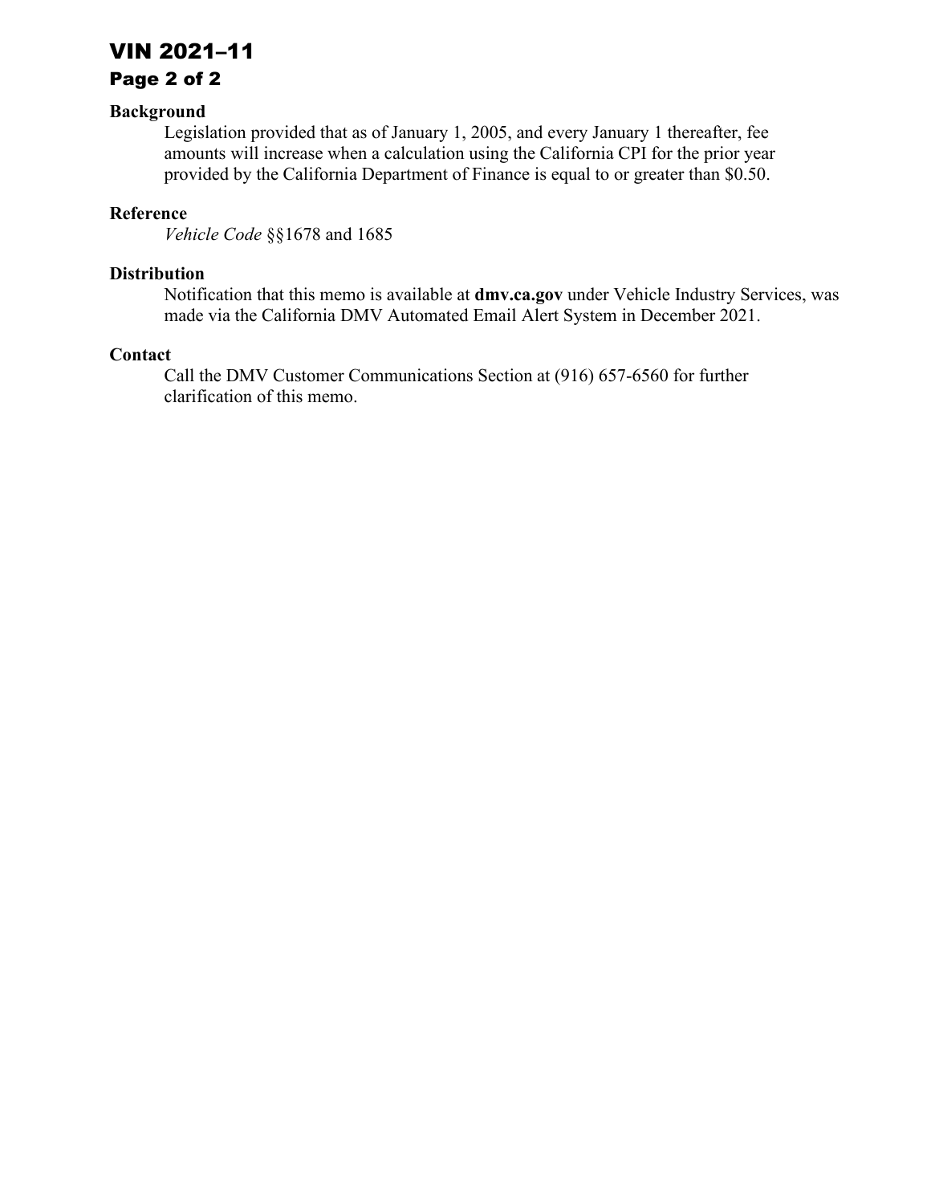**Background**

Legislation provided that as of January 1, 2005, and every January 1 thereafter, fee amounts will increase when a calculation using the California CPI for the prior year provided by the California Department of Finance is equal to or greater than $0.50.

**Reference**

*Vehicle Code* §§1678 and 1685

**Distribution**

Notification that this memo is available at **dmv.ca.gov** under Vehicle Industry Services, was made via the California DMV Automated Email Alert System in December 2021.

**Contact**

Call the DMV Customer Communications Section at (916) 657-6560 for further clarification of this memo.